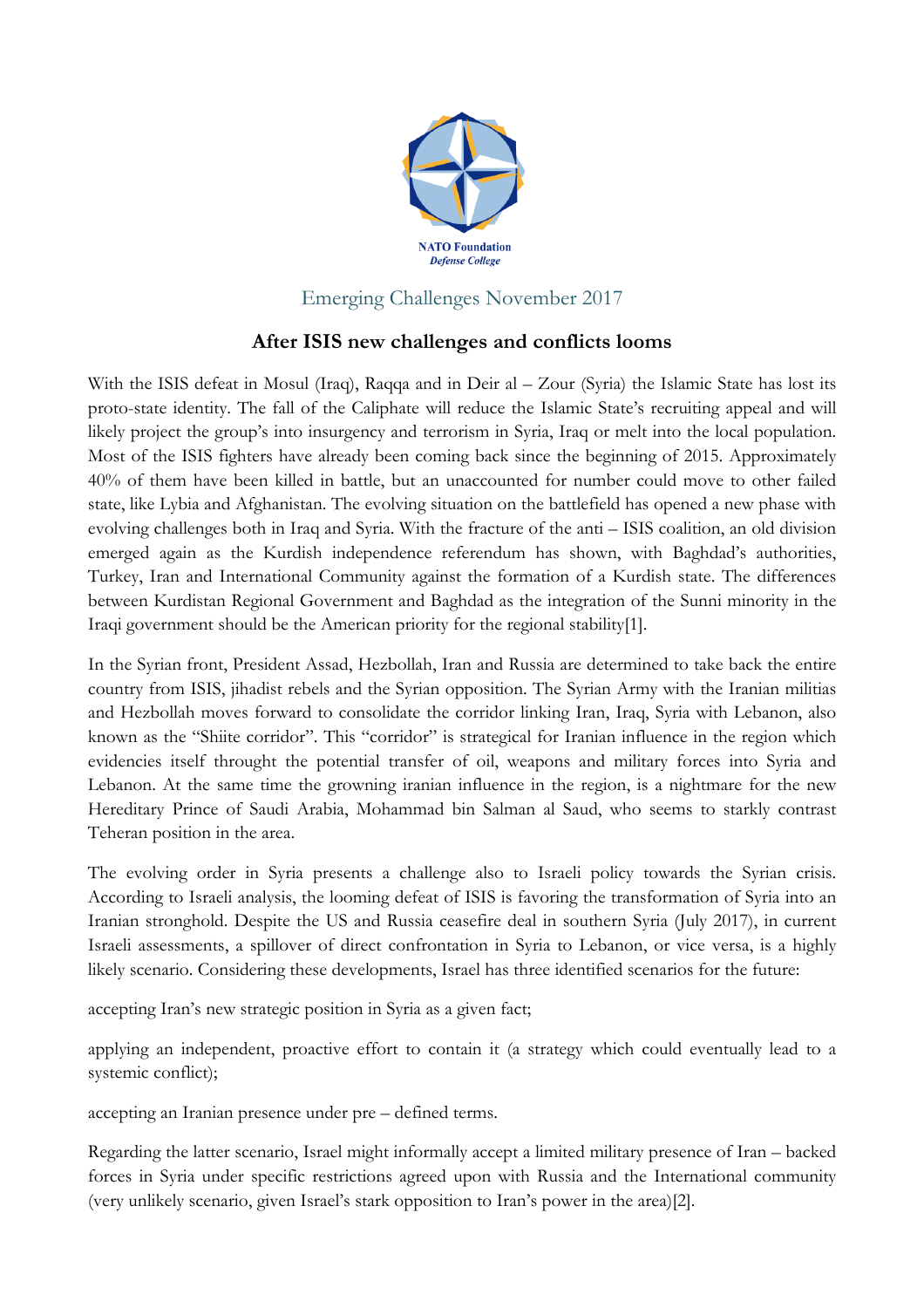NATO Foundation
*Defense College*

Emerging Challenges November 2017

## After ISIS new challenges and conflicts looms

With the ISIS defeat in Mosul (Iraq), Raqqa and in Deir al – Zour (Syria) the Islamic State has lost its proto-state identity. The fall of the Caliphate will reduce the Islamic State's recruiting appeal and will likely project the group's into insurgency and terrorism in Syria, Iraq or melt into the local population. Most of the ISIS fighters have already been coming back since the beginning of 2015. Approximately 40% of them have been killed in battle, but an unaccounted for number could move to other failed state, like Lybia and Afghanistan. The evolving situation on the battlefield has opened a new phase with evolving challenges both in Iraq and Syria. With the fracture of the anti – ISIS coalition, an old division emerged again as the Kurdish independence referendum has shown, with Baghdad's authorities, Turkey, Iran and International Community against the formation of a Kurdish state. The differences between Kurdistan Regional Government and Baghdad as the integration of the Sunni minority in the Iraqi government should be the American priority for the regional stability[1].

In the Syrian front, President Assad, Hezbollah, Iran and Russia are determined to take back the entire country from ISIS, jihadist rebels and the Syrian opposition. The Syrian Army with the Iranian militias and Hezbollah moves forward to consolidate the corridor linking Iran, Iraq, Syria with Lebanon, also known as the "Shiite corridor". This "corridor" is strategical for Iranian influence in the region which evidencies itself throught the potential transfer of oil, weapons and military forces into Syria and Lebanon. At the same time the growning iranian influence in the region, is a nightmare for the new Hereditary Prince of Saudi Arabia, Mohammad bin Salman al Saud, who seems to starkly contrast Teheran position in the area.

The evolving order in Syria presents a challenge also to Israeli policy towards the Syrian crisis. According to Israeli analysis, the looming defeat of ISIS is favoring the transformation of Syria into an Iranian stronghold. Despite the US and Russia ceasefire deal in southern Syria (July 2017), in current Israeli assessments, a spillover of direct confrontation in Syria to Lebanon, or vice versa, is a highly likely scenario. Considering these developments, Israel has three identified scenarios for the future:

accepting Iran's new strategic position in Syria as a given fact;

applying an independent, proactive effort to contain it (a strategy which could eventually lead to a systemic conflict);

accepting an Iranian presence under pre – defined terms.

Regarding the latter scenario, Israel might informally accept a limited military presence of Iran – backed forces in Syria under specific restrictions agreed upon with Russia and the International community (very unlikely scenario, given Israel's stark opposition to Iran's power in the area)[2].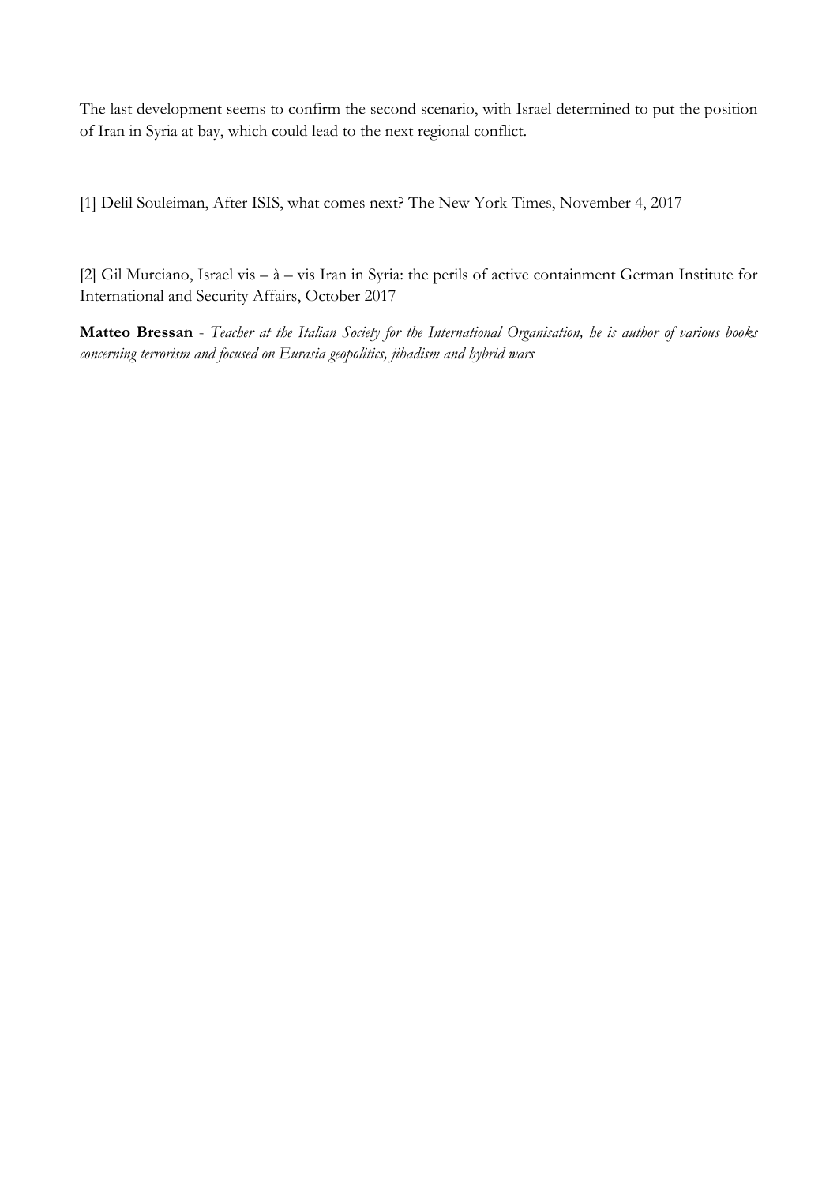The last development seems to confirm the second scenario, with Israel determined to put the position of Iran in Syria at bay, which could lead to the next regional conflict.

[1] Delil Souleiman, After ISIS, what comes next? The New York Times, November 4, 2017

[2] Gil Murciano, Israel vis – à – vis Iran in Syria: the perils of active containment German Institute for International and Security Affairs, October 2017

**Matteo Bressan** - *Teacher at the Italian Society for the International Organisation, he is author of various books concerning terrorism and focused on Eurasia geopolitics, jihadism and hybrid wars*